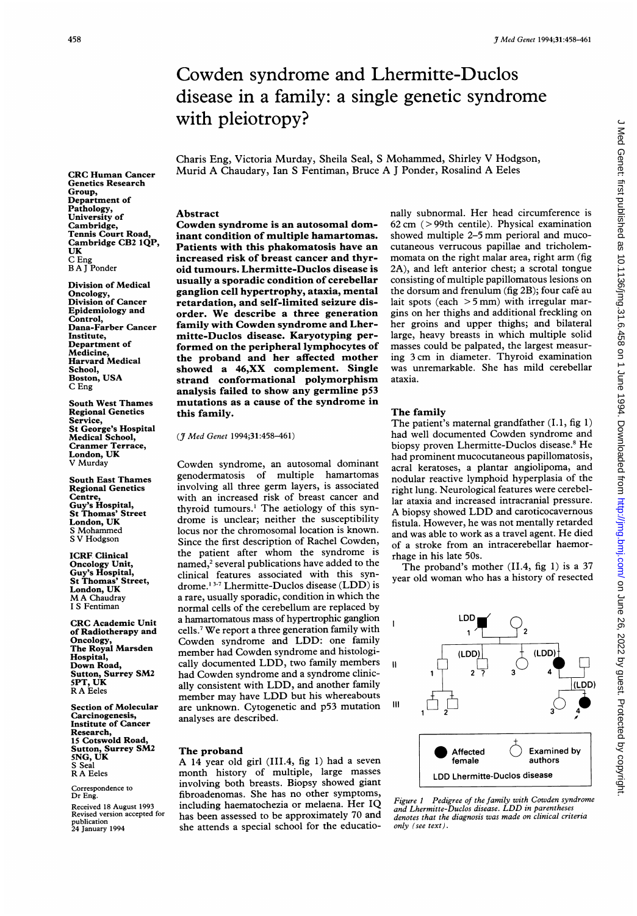# Cowden syndrome and Lhermitte-Duclos disease in a family: a single genetic syndrome with pleiotropy?

Charis Eng, Victoria Murday, Sheila Seal, S Mohammed, Shirley V Hodgson, Murid A Chaudary, Ian S Fentiman, Bruce A J Ponder, Rosalind A Eeles

CRC Human Cancer Genetics Research Group, Department of Pathology, University of Cambridge, Tennis Court Road, Cambridge CB2 1QP, UK
C Eng
B A J Ponder

Division of Medical Oncology, Division of Cancer Epidemiology and Control, Dana-Farber Cancer Institute, Department of Medicine, Harvard Medical School, Boston, USA
C Eng

South West Thames Regional Genetics Service, St George's Hospital Medical School, Cranmer Terrace, London, UK
V Murday

South East Thames Regional Genetics Centre, Guy's Hospital, St Thomas' Street London, UK
S Mohammed
S V Hodgson

ICRF Clinical Oncology Unit, Guy's Hospital, St Thomas' Street, London, UK
M A Chaudary
I S Fentiman

CRC Academic Unit of Radiotherapy and Oncology, The Royal Marsden Hospital, Down Road, Sutton, Surrey SM2 5PT, UK
R A Eeles

Section of Molecular Carcinogenesis, Institute of Cancer Research, 15 Cotswold Road, Sutton, Surrey SM2 5NG, UK
S Seal
R A Eeles

Correspondence to Dr Eng.

Received 18 August 1993
Revised version accepted for publication 24 January 1994

## Abstract

**Cowden syndrome is an autosomal dominant condition of multiple hamartomas. Patients with this phakomatosis have an increased risk of breast cancer and thyroid tumours. Lhermitte-Duclos disease is usually a sporadic condition of cerebellar ganglion cell hypertrophy, ataxia, mental retardation, and self-limited seizure disorder. We describe a three generation family with Cowden syndrome and Lhermitte-Duclos disease. Karyotyping performed on the peripheral lymphocytes of the proband and her affected mother showed a 46,XX complement. Single strand conformational polymorphism analysis failed to show any germline p53 mutations as a cause of the syndrome in this family.**

(*J Med Genet* 1994;31:458–461)

Cowden syndrome, an autosomal dominant genodermatosis of multiple hamartomas involving all three germ layers, is associated with an increased risk of breast cancer and thyroid tumours.[1] The aetiology of this syndrome is unclear; neither the susceptibility locus nor the chromosomal location is known. Since the first description of Rachel Cowden, the patient after whom the syndrome is named,[2] several publications have added to the clinical features associated with this syndrome.[1,3-7] Lhermitte-Duclos disease (LDD) is a rare, usually sporadic, condition in which the normal cells of the cerebellum are replaced by a hamartomatous mass of hypertrophic ganglion cells.[7] We report a three generation family with Cowden syndrome and LDD: one family member had Cowden syndrome and histologically documented LDD, two family members had Cowden syndrome and a syndrome clinically consistent with LDD, and another family member may have LDD but his whereabouts are unknown. Cytogenetic and p53 mutation analyses are described.

## The proband

A 14 year old girl (III.4, fig 1) had a seven month history of multiple, large masses involving both breasts. Biopsy showed giant fibroadenomas. She has no other symptoms, including haematochezia or melaena. Her IQ has been assessed to be approximately 70 and she attends a special school for the educationally subnormal. Her head circumference is 62 cm (> 99th centile). Physical examination showed multiple 2–5 mm perioral and mucocutaneous verrucous papillae and tricholemmomata on the right malar area, right arm (fig 2A), and left anterior chest; a scrotal tongue consisting of multiple papillomatous lesions on the dorsum and frenulum (fig 2B); four café au lait spots (each > 5 mm) with irregular margins on her thighs and additional freckling on her groins and upper thighs; and bilateral large, heavy breasts in which multiple solid masses could be palpated, the largest measuring 3 cm in diameter. Thyroid examination was unremarkable. She has mild cerebellar ataxia.

## The family

The patient's maternal grandfather (I.1, fig 1) had well documented Cowden syndrome and biopsy proven Lhermitte-Duclos disease.[8] He had prominent mucocutaneous papillomatosis, acral keratoses, a plantar angiolipoma, and nodular reactive lymphoid hyperplasia of the right lung. Neurological features were cerebellar ataxia and increased intracranial pressure. A biopsy showed LDD and caroticocavernous fistula. However, he was not mentally retarded and was able to work as a travel agent. He died of a stroke from an intracerebellar haemorrhage in his late 50s.

The proband's mother (II.4, fig 1) is a 37 year old woman who has a history of resected

*Figure 1 Pedigree of the family with Cowden syndrome and Lhermitte-Duclos disease. LDD in parentheses denotes that the diagnosis was made on clinical criteria only (see text).*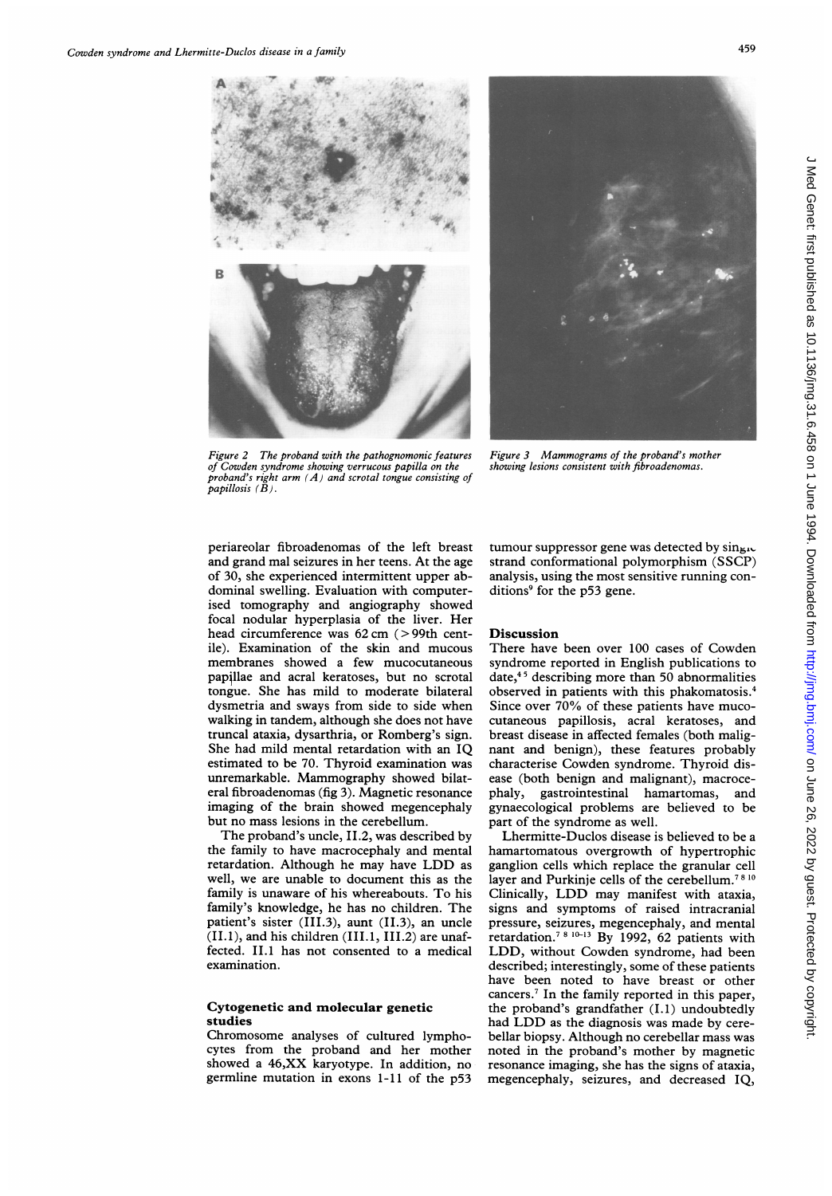Figure 2 The proband with the pathognomonic features of Cowden syndrome showing verrucous papilla on the proband's right arm (A) and scrotal tongue consisting of papillosis (B).

Figure 3 Mammograms of the proband's mother showing lesions consistent with fibroadenomas.

periareolar fibroadenomas of the left breast and grand mal seizures in her teens. At the age of 30, she experienced intermittent upper abdominal swelling. Evaluation with computerised tomography and angiography showed focal nodular hyperplasia of the liver. Her head circumference was 62 cm (>99th centile). Examination of the skin and mucous membranes showed a few mucocutaneous papillae and acral keratoses, but no scrotal tongue. She has mild to moderate bilateral dysmetria and sways from side to side when walking in tandem, although she does not have truncal ataxia, dysarthria, or Romberg's sign. She had mild mental retardation with an IQ estimated to be 70. Thyroid examination was unremarkable. Mammography showed bilateral fibroadenomas (fig 3). Magnetic resonance imaging of the brain showed megencephaly but no mass lesions in the cerebellum.

The proband's uncle, II.2, was described by the family to have macrocephaly and mental retardation. Although he may have LDD as well, we are unable to document this as the family is unaware of his whereabouts. To his family's knowledge, he has no children. The patient's sister (III.3), aunt (II.3), an uncle (II.1), and his children (III.1, III.2) are unaffected. II.1 has not consented to a medical examination.

## Cytogenetic and molecular genetic studies

Chromosome analyses of cultured lymphocytes from the proband and her mother showed a 46,XX karyotype. In addition, no germline mutation in exons 1-11 of the p53 tumour suppressor gene was detected by single strand conformational polymorphism (SSCP) analysis, using the most sensitive running conditions[9] for the p53 gene.

## Discussion

There have been over 100 cases of Cowden syndrome reported in English publications to date,[4,5] describing more than 50 abnormalities observed in patients with this phakomatosis.[4] Since over 70% of these patients have mucocutaneous papillosis, acral keratoses, and breast disease in affected females (both malignant and benign), these features probably characterise Cowden syndrome. Thyroid disease (both benign and malignant), macrocephaly, gastrointestinal hamartomas, and gynaecological problems are believed to be part of the syndrome as well.

Lhermitte-Duclos disease is believed to be a hamartomatous overgrowth of hypertrophic ganglion cells which replace the granular cell layer and Purkinje cells of the cerebellum.[7,8,10] Clinically, LDD may manifest with ataxia, signs and symptoms of raised intracranial pressure, seizures, megencephaly, and mental retardation.[7,8,10-13] By 1992, 62 patients with LDD, without Cowden syndrome, had been described; interestingly, some of these patients have been noted to have breast or other cancers.[7] In the family reported in this paper, the proband's grandfather (I.1) undoubtedly had LDD as the diagnosis was made by cerebellar biopsy. Although no cerebellar mass was noted in the proband's mother by magnetic resonance imaging, she has the signs of ataxia, megencephaly, seizures, and decreased IQ,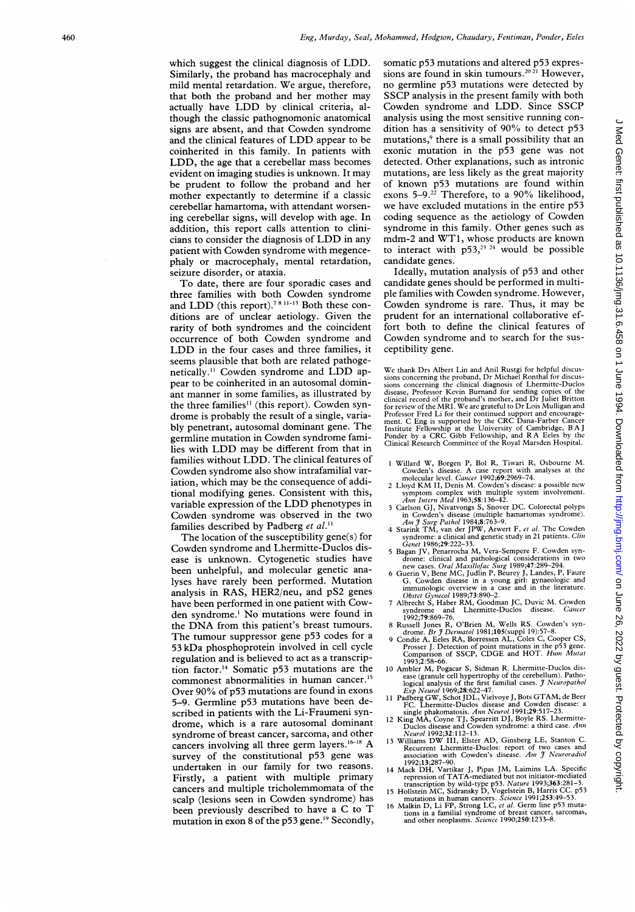which suggest the clinical diagnosis of LDD. Similarly, the proband has macrocephaly and mild mental retardation. We argue, therefore, that both the proband and her mother may actually have LDD by clinical criteria, although the classic pathognomonic anatomical signs are absent, and that Cowden syndrome and the clinical features of LDD appear to be coinherited in this family. In patients with LDD, the age that a cerebellar mass becomes evident on imaging studies is unknown. It may be prudent to follow the proband and her mother expectantly to determine if a classic cerebellar hamartoma, with attendant worsening cerebellar signs, will develop with age. In addition, this report calls attention to clinicians to consider the diagnosis of LDD in any patient with Cowden syndrome with megencephaly or macrocephaly, mental retardation, seizure disorder, or ataxia.

To date, there are four sporadic cases and three families with both Cowden syndrome and LDD (this report).[7 8 11-13] Both these conditions are of unclear aetiology. Given the rarity of both syndromes and the coincident occurrence of both Cowden syndrome and LDD in the four cases and three families, it seems plausible that both are related pathogenetically.[11] Cowden syndrome and LDD appear to be coinherited in an autosomal dominant manner in some families, as illustrated by the three families[11] (this report). Cowden syndrome is probably the result of a single, variably penetrant, autosomal dominant gene. The germline mutation in Cowden syndrome families with LDD may be different from that in families without LDD. The clinical features of Cowden syndrome also show intrafamilial variation, which may be the consequence of additional modifying genes. Consistent with this, variable expression of the LDD phenotypes in Cowden syndrome was observed in the two families described by Padberg *et al*.[11]

The location of the susceptibility gene(s) for Cowden syndrome and Lhermitte-Duclos disease is unknown. Cytogenetic studies have been unhelpful, and molecular genetic analyses have rarely been performed. Mutation analysis in RAS, HER2/neu, and pS2 genes have been performed in one patient with Cowden syndrome.[1] No mutations were found in the DNA from this patient's breast tumours. The tumour suppressor gene p53 codes for a 53 kDa phosphoprotein involved in cell cycle regulation and is believed to act as a transcription factor.[14] Somatic p53 mutations are the commonest abnormalities in human cancer.[15] Over 90% of p53 mutations are found in exons 5–9. Germline p53 mutations have been described in patients with the Li-Fraumeni syndrome, which is a rare autosomal dominant syndrome of breast cancer, sarcoma, and other cancers involving all three germ layers.[16-18] A survey of the constitutional p53 gene was undertaken in our family for two reasons. Firstly, a patient with multiple primary cancers and multiple tricholemmomata of the scalp (lesions seen in Cowden syndrome) has been previously described to have a C to T mutation in exon 8 of the p53 gene.[19] Secondly, somatic p53 mutations and altered p53 expressions are found in skin tumours.[20 21] However, no germline p53 mutations were detected by SSCP analysis in the present family with both Cowden syndrome and LDD. Since SSCP analysis using the most sensitive running condition has a sensitivity of 90% to detect p53 mutations,[9] there is a small possibility that an exonic mutation in the p53 gene was not detected. Other explanations, such as intronic mutations, are less likely as the great majority of known p53 mutations are found within exons 5–9.[22] Therefore, to a 90% likelihood, we have excluded mutations in the entire p53 coding sequence as the aetiology of Cowden syndrome in this family. Other genes such as mdm-2 and WT1, whose products are known to interact with p53,[23 24] would be possible candidate genes.

Ideally, mutation analysis of p53 and other candidate genes should be performed in multiple families with Cowden syndrome. However, Cowden syndrome is rare. Thus, it may be prudent for an international collaborative effort both to define the clinical features of Cowden syndrome and to search for the susceptibility gene.

We thank Drs Albert Lin and Anil Rustgi for helpful discussions concerning the proband, Dr Michael Ronthal for discussions concerning the clinical diagnosis of Lhermitte-Duclos disease, Professor Kevin Burnand for sending copies of the clinical record of the proband's mother, and Dr Juliet Britton for review of the MRI. We are grateful to Dr Lois Mulligan and Professor Fred Li for their continued support and encouragement. C Eng is supported by the CRC Dana-Farber Cancer Institute Fellowship at the University of Cambridge, B A J Ponder by a CRC Gibb Fellowship, and R A Eeles by the Clinical Research Committee of the Royal Marsden Hospital.

1. Willard W, Borgen P, Bol R, Tiwari R, Osbourne M. Cowden's disease. A case report with analyses at the molecular level. *Cancer* 1992;**69**:2969–74.
2. Lloyd KM II, Denis M. Cowden's disease: a possible new symptom complex with multiple system involvement. *Ann Intern Med* 1963;**58**:136–42.
3. Carlson GJ, Nivatvongs S, Snover DC. Colorectal polyps in Cowden's disease (multiple hamartomas syndrome). *Am J Surg Pathol* 1984;**8**:763–9.
4. Starink TM, van der JPW, Arwert F, *et al*. The Cowden syndrome: a clinical and genetic study in 21 patients. *Clin Genet* 1986;**29**:222–33.
5. Bagan JV, Penarrocha M, Vera-Sempere F. Cowden syndrome: clinical and pathological considerations in two new cases. *Oral Maxillofac Surg* 1989;**47**:289–294.
6. Guerin V, Bene MC, Judlin P, Beurey J, Landes, P, Faure G. Cowden disease in a young girl: gynaeologic and immunologic overview in a case and in the literature. *Obstet Gynecol* 1989;**73**:890–2.
7. Albrecht S, Haber RM, Goodman JC, Duvic M. Cowden syndrome and Lhermitte-Duclos disease. *Cancer* 1992;**79**:869–76.
8. Russell Jones R, O'Brien M, Wells RS. Cowden's syndrome. *Br J Dermatol* 1981;**105**(suppl 19):57–8.
9. Condie A, Eeles RA, Borresen AL, Coles C, Cooper CS, Prosser J. Detection of point mutations in the p53 gene. Comparison of SSCP, CDGE and HOT. *Hum Mutat* 1993;**2**:58–66.
10. Ambler M, Pogacar S, Sidman R. Lhermitte-Duclos disease (granule cell hypertrophy of the cerebellum). Pathological analysis of the first familial cases. *J Neuropathol Exp Neurol* 1969;**28**:622–47.
11. Padberg GW, Schot JDL, Vielvoye J, Bots GTAM, de Beer FC. Lhermitte-Duclos disease and Cowden disease: a single phakomatosis. *Ann Neurol* 1991;**29**:517–23.
12. King MA, Coyne TJ, Spearritt DJ, Boyle RS. Lhermitte-Duclos disease and Cowden syndrome: a third case. *Ann Neurol* 1992;**32**:112–13.
13. Williams DW III, Elster AD, Ginsberg LE, Stanton C. Recurrent Lhermitte-Duclos: report of two cases and association with Cowden's disease. *Am J Neuroradiol* 1992;**13**;287–90.
14. Mack DH, Vartikar J, Pipas JM, Laimins LA. Specific repression of TATA-mediated but not initiator-mediated transcription by wild-type p53. *Nature* 1993;**363**:281–3.
15. Hollstein MC, Sidransky D, Vogelstein B, Harris CC. p53 mutations in human cancers. *Science* 1991;**253**:49–53.
16. Malkin D, Li FP, Strong LC, *et al*. Germ line p53 mutations in a familial syndrome of breast cancer, sarcomas, and other neoplasms. *Science* 1990;**250**:1233–8.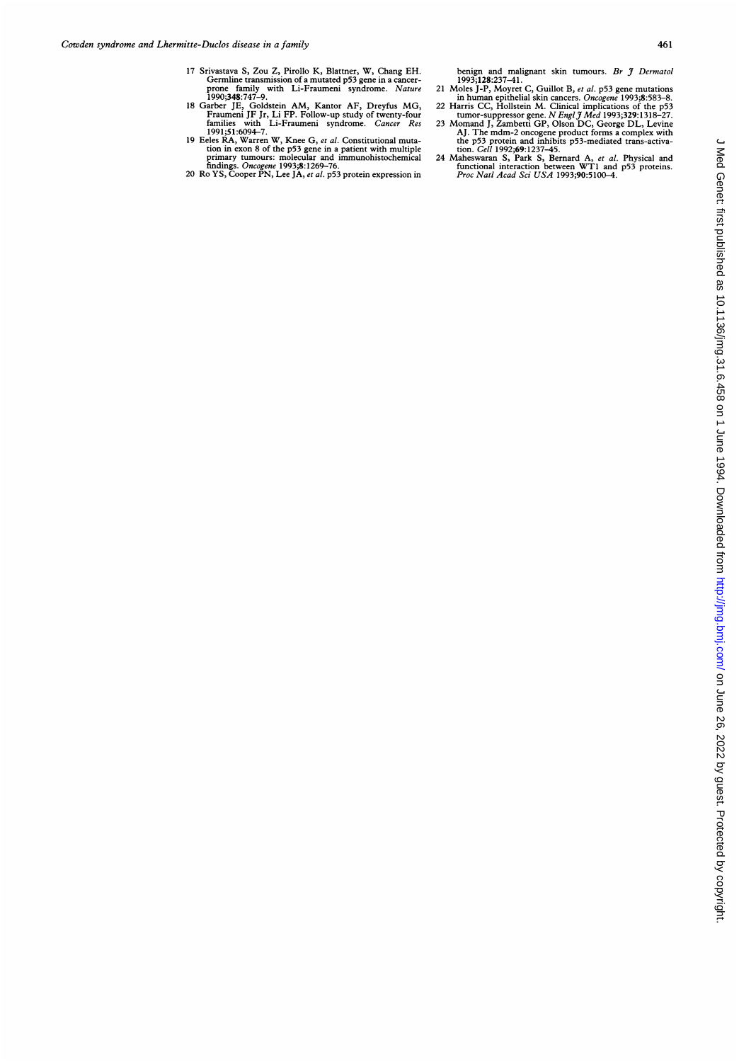17 Srivastava S, Zou Z, Pirollo K, Blattner, W, Chang EH. Germline transmission of a mutated p53 gene in a cancer-prone family with Li-Fraumeni syndrome. *Nature* 1990;**348**:747–9.

18 Garber JE, Goldstein AM, Kantor AF, Dreyfus MG, Fraumeni JF Jr, Li FP. Follow-up study of twenty-four families with Li-Fraumeni syndrome. *Cancer Res* 1991;**51**:6094–7.

19 Eeles RA, Warren W, Knee G, *et al*. Constitutional mutation in exon 8 of the p53 gene in a patient with multiple primary tumours: molecular and immunohistochemical findings. *Oncogene* 1993;**8**:1269–76.

20 Ro YS, Cooper PN, Lee JA, *et al*. p53 protein expression in benign and malignant skin tumours. *Br J Dermatol* 1993;**128**:237–41.

21 Moles J-P, Moyret C, Guillot B, *et al*. p53 gene mutations in human epithelial skin cancers. *Oncogene* 1993;**8**:583–8.

22 Harris CC, Hollstein M. Clinical implications of the p53 tumor-suppressor gene. *N Engl J Med* 1993;**329**:1318–27.

23 Momand J, Zambetti GP, Olson DC, George DL, Levine AJ. The mdm-2 oncogene product forms a complex with the p53 protein and inhibits p53-mediated trans-activation. *Cell* 1992;**69**:1237–45.

24 Maheswaran S, Park S, Bernard A, *et al*. Physical and functional interaction between WT1 and p53 proteins. *Proc Natl Acad Sci USA* 1993;**90**:5100–4.